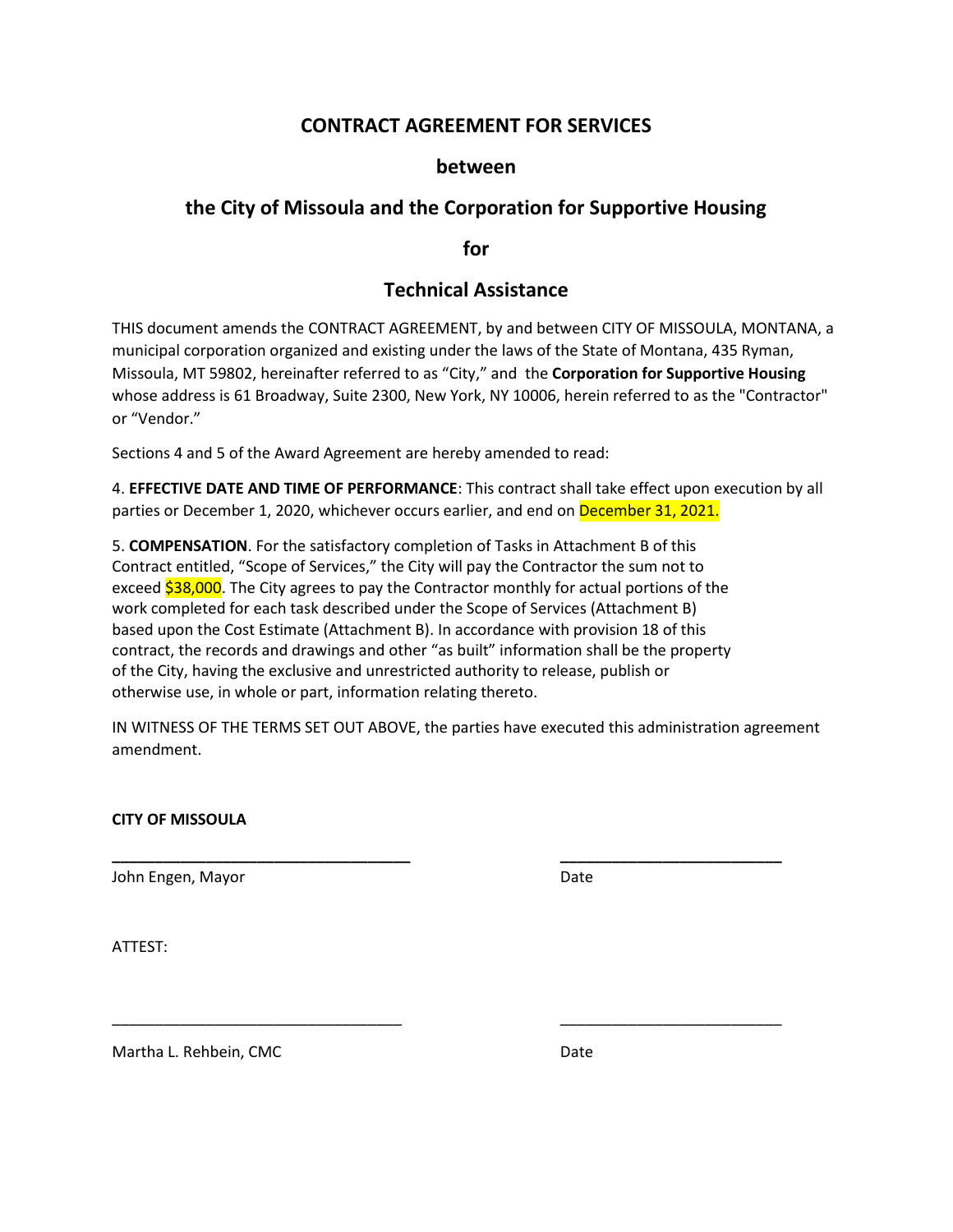# CONTRACT AGREEMENT FOR SERVICES

## between

## the City of Missoula and the Corporation for Supportive Housing

## for

## Technical Assistance

THIS document amends the CONTRACT AGREEMENT, by and between CITY OF MISSOULA, MONTANA, a municipal corporation organized and existing under the laws of the State of Montana, 435 Ryman, Missoula, MT 59802, hereinafter referred to as "City," and the **Corporation for Supportive Housing** whose address is 61 Broadway, Suite 2300, New York, NY 10006, herein referred to as the "Contractor" or "Vendor."

Sections 4 and 5 of the Award Agreement are hereby amended to read:

4. **EFFECTIVE DATE AND TIME OF PERFORMANCE**: This contract shall take effect upon execution by all parties or December 1, 2020, whichever occurs earlier, and end on December 31, 2021.

5. **COMPENSATION**. For the satisfactory completion of Tasks in Attachment B of this Contract entitled, "Scope of Services," the City will pay the Contractor the sum not to exceed $38,000. The City agrees to pay the Contractor monthly for actual portions of the work completed for each task described under the Scope of Services (Attachment B) based upon the Cost Estimate (Attachment B). In accordance with provision 18 of this contract, the records and drawings and other "as built" information shall be the property of the City, having the exclusive and unrestricted authority to release, publish or otherwise use, in whole or part, information relating thereto.

IN WITNESS OF THE TERMS SET OUT ABOVE, the parties have executed this administration agreement amendment.

**CITY OF MISSOULA**

___________________________________ ___________________________

John Engen, Mayor Date

ATTEST:

___________________________________ ___________________________

Martha L. Rehbein, CMC Date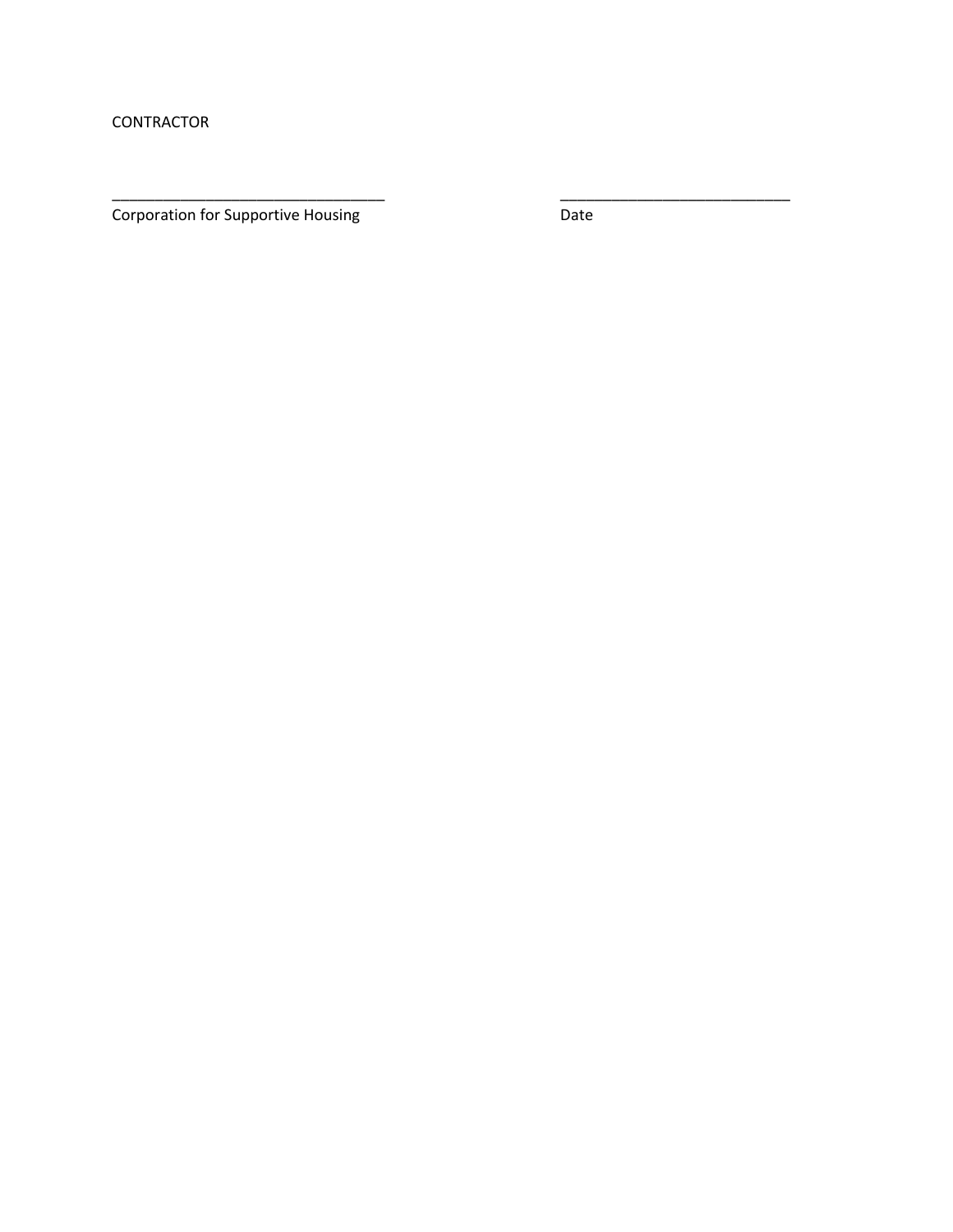CONTRACTOR

__________________________________ &nbsp;&nbsp;&nbsp;&nbsp;&nbsp;&nbsp;&nbsp;&nbsp;&nbsp;&nbsp;&nbsp;&nbsp;&nbsp;&nbsp;&nbsp;&nbsp; _____________________________

Corporation for Supportive Housing &nbsp;&nbsp;&nbsp;&nbsp;&nbsp;&nbsp;&nbsp;&nbsp;&nbsp;&nbsp;&nbsp;&nbsp;&nbsp;&nbsp;&nbsp;&nbsp; Date